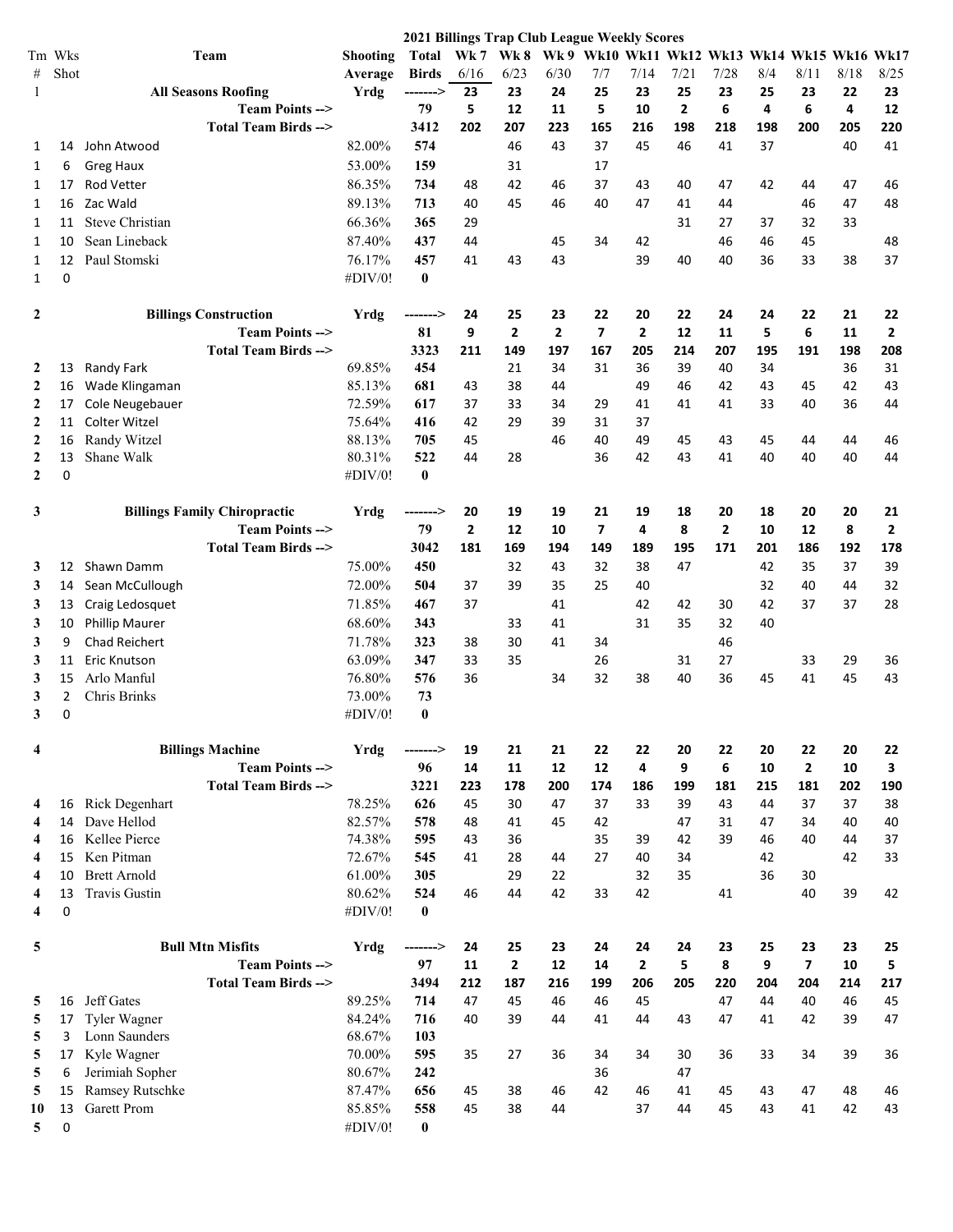**2021 Billings Trap Club League Weekly Scores**

| Tm # | Wks Shot | Team | Shooting Average | Total Birds | Wk 7 6/16 | Wk 8 6/23 | Wk 9 6/30 | Wk10 7/7 | Wk11 7/14 | Wk12 7/21 | Wk13 7/28 | Wk14 8/4 | Wk15 8/11 | Wk16 8/18 | Wk17 8/25 |
|---|---|---|---|---|---|---|---|---|---|---|---|---|---|---|---|
| 1 | | **All Seasons Roofing** | Yrdg | -------> | 23 | 23 | 24 | 25 | 23 | 25 | 23 | 25 | 23 | 22 | 23 |
| | | **Team Points -->** | | 79 | 5 | 12 | 11 | 5 | 10 | 2 | 6 | 4 | 6 | 4 | 12 |
| | | **Total Team Birds -->** | | 3412 | 202 | 207 | 223 | 165 | 216 | 198 | 218 | 198 | 200 | 205 | 220 |
| 1 | 14 | John Atwood | 82.00% | 574 | | 46 | 43 | 37 | 45 | 46 | 41 | 37 | | 40 | 41 |
| 1 | 6 | Greg Haux | 53.00% | 159 | | 31 | | 17 | | | | | | | |
| 1 | 17 | Rod Vetter | 86.35% | 734 | 48 | 42 | 46 | 37 | 43 | 40 | 47 | 42 | 44 | 47 | 46 |
| 1 | 16 | Zac Wald | 89.13% | 713 | 40 | 45 | 46 | 40 | 47 | 41 | 44 | | 46 | 47 | 48 |
| 1 | 11 | Steve Christian | 66.36% | 365 | 29 | | | | | 31 | 27 | 37 | 32 | 33 | |
| 1 | 10 | Sean Lineback | 87.40% | 437 | 44 | | 45 | 34 | 42 | | 46 | 46 | 45 | | 48 |
| 1 | 12 | Paul Stomski | 76.17% | 457 | 41 | 43 | 43 | | 39 | 40 | 40 | 36 | 33 | 38 | 37 |
| 1 | 0 | | #DIV/0! | 0 | | | | | | | | | | | |
| 2 | | **Billings Construction** | Yrdg | -------> | 24 | 25 | 23 | 22 | 20 | 22 | 24 | 24 | 22 | 21 | 22 |
| | | **Team Points -->** | | 81 | 9 | 2 | 2 | 7 | 2 | 12 | 11 | 5 | 6 | 11 | 2 |
| | | **Total Team Birds -->** | | 3323 | 211 | 149 | 197 | 167 | 205 | 214 | 207 | 195 | 191 | 198 | 208 |
| 2 | 13 | Randy Fark | 69.85% | 454 | | 21 | 34 | 31 | 36 | 39 | 40 | 34 | | 36 | 31 |
| 2 | 16 | Wade Klingaman | 85.13% | 681 | 43 | 38 | 44 | | 49 | 46 | 42 | 43 | 45 | 42 | 43 |
| 2 | 17 | Cole Neugebauer | 72.59% | 617 | 37 | 33 | 34 | 29 | 41 | 41 | 41 | 33 | 40 | 36 | 44 |
| 2 | 11 | Colter Witzel | 75.64% | 416 | 42 | 29 | 39 | 31 | 37 | | | | | | |
| 2 | 16 | Randy Witzel | 88.13% | 705 | 45 | | 46 | 40 | 49 | 45 | 43 | 45 | 44 | 44 | 46 |
| 2 | 13 | Shane Walk | 80.31% | 522 | 44 | 28 | | 36 | 42 | 43 | 41 | 40 | 40 | 40 | 44 |
| 2 | 0 | | #DIV/0! | 0 | | | | | | | | | | | |
| 3 | | **Billings Family Chiropractic** | Yrdg | -------> | 20 | 19 | 19 | 21 | 19 | 18 | 20 | 18 | 20 | 20 | 21 |
| | | **Team Points -->** | | 79 | 2 | 12 | 10 | 7 | 4 | 8 | 2 | 10 | 12 | 8 | 2 |
| | | **Total Team Birds -->** | | 3042 | 181 | 169 | 194 | 149 | 189 | 195 | 171 | 201 | 186 | 192 | 178 |
| 3 | 12 | Shawn Damm | 75.00% | 450 | | 32 | 43 | 32 | 38 | 47 | | 42 | 35 | 37 | 39 |
| 3 | 14 | Sean McCullough | 72.00% | 504 | 37 | 39 | 35 | 25 | 40 | | | 32 | 40 | 44 | 32 |
| 3 | 13 | Craig Ledosquet | 71.85% | 467 | 37 | | 41 | | 42 | 42 | 30 | 42 | 37 | 37 | 28 |
| 3 | 10 | Phillip Maurer | 68.60% | 343 | | 33 | 41 | | 31 | 35 | 32 | 40 | | | |
| 3 | 9 | Chad Reichert | 71.78% | 323 | 38 | 30 | 41 | 34 | | | 46 | | | | |
| 3 | 11 | Eric Knutson | 63.09% | 347 | 33 | 35 | | 26 | | 31 | 27 | | 33 | 29 | 36 |
| 3 | 15 | Arlo Manful | 76.80% | 576 | 36 | | 34 | 32 | 38 | 40 | 36 | 45 | 41 | 45 | 43 |
| 3 | 2 | Chris Brinks | 73.00% | 73 | | | | | | | | | | | |
| 3 | 0 | | #DIV/0! | 0 | | | | | | | | | | | |
| 4 | | **Billings Machine** | Yrdg | -------> | 19 | 21 | 21 | 22 | 22 | 20 | 22 | 20 | 22 | 20 | 22 |
| | | **Team Points -->** | | 96 | 14 | 11 | 12 | 12 | 4 | 9 | 6 | 10 | 2 | 10 | 3 |
| | | **Total Team Birds -->** | | 3221 | 223 | 178 | 200 | 174 | 186 | 199 | 181 | 215 | 181 | 202 | 190 |
| 4 | 16 | Rick Degenhart | 78.25% | 626 | 45 | 30 | 47 | 37 | 33 | 39 | 43 | 44 | 37 | 37 | 38 |
| 4 | 14 | Dave Hellod | 82.57% | 578 | 48 | 41 | 45 | 42 | | 47 | 31 | 47 | 34 | 40 | 40 |
| 4 | 16 | Kellee Pierce | 74.38% | 595 | 43 | 36 | | 35 | 39 | 42 | 39 | 46 | 40 | 44 | 37 |
| 4 | 15 | Ken Pitman | 72.67% | 545 | 41 | 28 | 44 | 27 | 40 | 34 | | 42 | | 42 | 33 |
| 4 | 10 | Brett Arnold | 61.00% | 305 | | 29 | 22 | | 32 | 35 | | 36 | 30 | | |
| 4 | 13 | Travis Gustin | 80.62% | 524 | 46 | 44 | 42 | 33 | 42 | | 41 | | 40 | 39 | 42 |
| 4 | 0 | | #DIV/0! | 0 | | | | | | | | | | | |
| 5 | | **Bull Mtn Misfits** | Yrdg | -------> | 24 | 25 | 23 | 24 | 24 | 24 | 23 | 25 | 23 | 23 | 25 |
| | | **Team Points -->** | | 97 | 11 | 2 | 12 | 14 | 2 | 5 | 8 | 9 | 7 | 10 | 5 |
| | | **Total Team Birds -->** | | 3494 | 212 | 187 | 216 | 199 | 206 | 205 | 220 | 204 | 204 | 214 | 217 |
| 5 | 16 | Jeff Gates | 89.25% | 714 | 47 | 45 | 46 | 46 | 45 | | 47 | 44 | 40 | 46 | 45 |
| 5 | 17 | Tyler Wagner | 84.24% | 716 | 40 | 39 | 44 | 41 | 44 | 43 | 47 | 41 | 42 | 39 | 47 |
| 5 | 3 | Lonn Saunders | 68.67% | 103 | | | | | | | | | | | |
| 5 | 17 | Kyle Wagner | 70.00% | 595 | 35 | 27 | 36 | 34 | 34 | 30 | 36 | 33 | 34 | 39 | 36 |
| 5 | 6 | Jerimiah Sopher | 80.67% | 242 | | | | 36 | | 47 | | | | | |
| 5 | 15 | Ramsey Rutschke | 87.47% | 656 | 45 | 38 | 46 | 42 | 46 | 41 | 45 | 43 | 47 | 48 | 46 |
| 10 | 13 | Garett Prom | 85.85% | 558 | 45 | 38 | 44 | | 37 | 44 | 45 | 43 | 41 | 42 | 43 |
| 5 | 0 | | #DIV/0! | 0 | | | | | | | | | | | |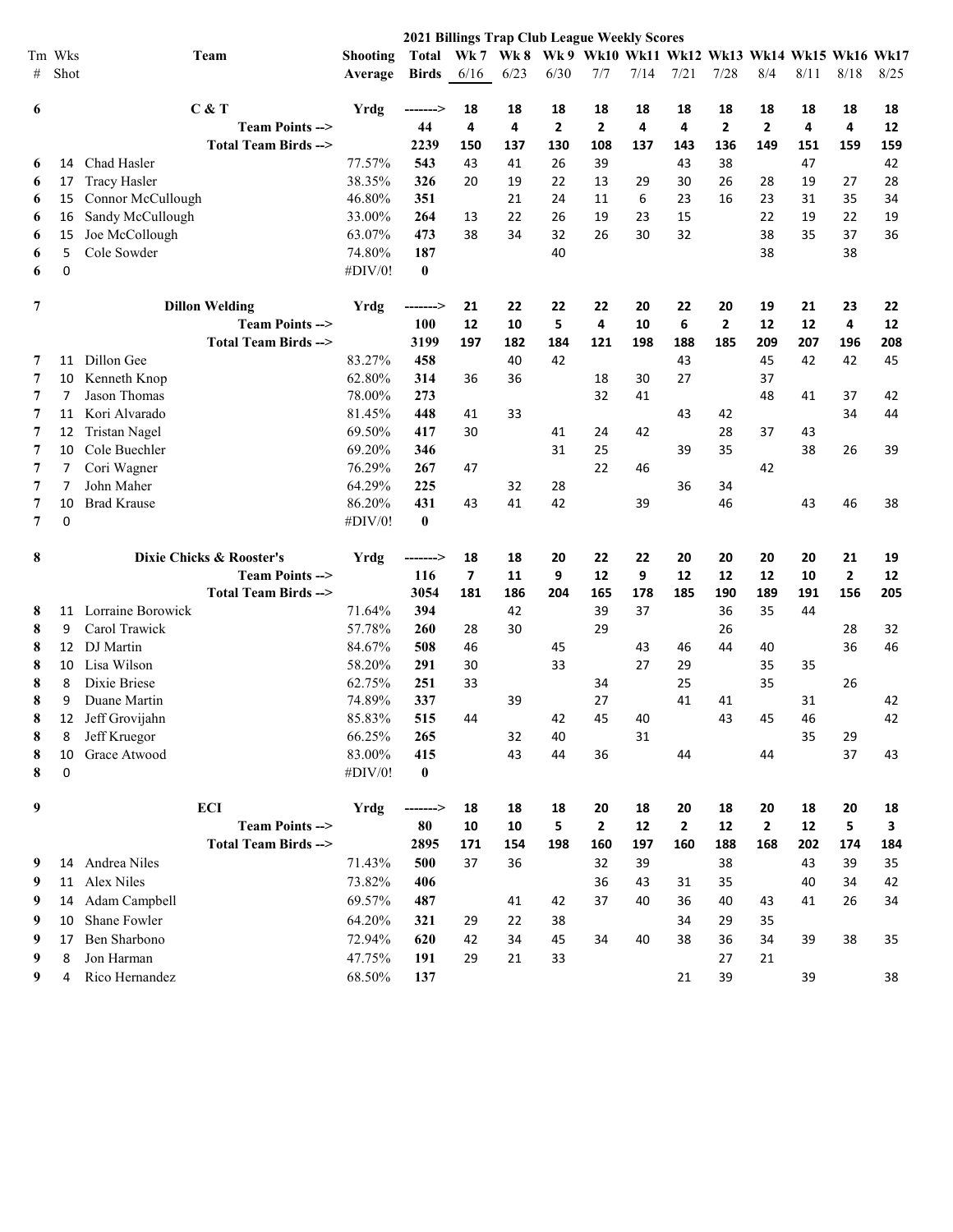# 2021 Billings Trap Club League Weekly Scores

| Tm # | Wks Shot | Team | Shooting Average | Total Birds | Wk 7 6/16 | Wk 8 6/23 | Wk 9 6/30 | Wk10 7/7 | Wk11 7/14 | Wk12 7/21 | Wk13 7/28 | Wk14 8/4 | Wk15 8/11 | Wk16 8/18 | Wk17 8/25 |
|---|---|---|---|---|---|---|---|---|---|---|---|---|---|---|---|
| 6 | | **C & T** | Yrdg | -------> | 18 | 18 | 18 | 18 | 18 | 18 | 18 | 18 | 18 | 18 | 18 |
| | | **Team Points -->** | | **44** | 4 | 4 | 2 | 2 | 4 | 4 | 2 | 2 | 4 | 4 | 12 |
| | | **Total Team Birds -->** | | **2239** | 150 | 137 | 130 | 108 | 137 | 143 | 136 | 149 | 151 | 159 | 159 |
| 6 | 14 | Chad Hasler | 77.57% | **543** | 43 | 41 | 26 | 39 | | 43 | 38 | | 47 | | 42 |
| 6 | 17 | Tracy Hasler | 38.35% | **326** | 20 | 19 | 22 | 13 | 29 | 30 | 26 | 28 | 19 | 27 | 28 |
| 6 | 15 | Connor McCullough | 46.80% | **351** | | 21 | 24 | 11 | 6 | 23 | 16 | 23 | 31 | 35 | 34 |
| 6 | 16 | Sandy McCullough | 33.00% | **264** | 13 | 22 | 26 | 19 | 23 | 15 | | 22 | 19 | 22 | 19 |
| 6 | 15 | Joe McCollough | 63.07% | **473** | 38 | 34 | 32 | 26 | 30 | 32 | | 38 | 35 | 37 | 36 |
| 6 | 5 | Cole Sowder | 74.80% | **187** | | | 40 | | | | | 38 | | 38 | |
| 6 | 0 | | #DIV/0! | **0** | | | | | | | | | | | |
| 7 | | **Dillon Welding** | Yrdg | -------> | 21 | 22 | 22 | 22 | 20 | 22 | 20 | 19 | 21 | 23 | 22 |
| | | **Team Points -->** | | **100** | 12 | 10 | 5 | 4 | 10 | 6 | 2 | 12 | 12 | 4 | 12 |
| | | **Total Team Birds -->** | | **3199** | 197 | 182 | 184 | 121 | 198 | 188 | 185 | 209 | 207 | 196 | 208 |
| 7 | 11 | Dillon Gee | 83.27% | **458** | | 40 | 42 | | | 43 | | 45 | 42 | 42 | 45 |
| 7 | 10 | Kenneth Knop | 62.80% | **314** | 36 | 36 | | 18 | 30 | 27 | | 37 | | | |
| 7 | 7 | Jason Thomas | 78.00% | **273** | | | | 32 | 41 | | | 48 | 41 | 37 | 42 |
| 7 | 11 | Kori Alvarado | 81.45% | **448** | 41 | 33 | | | | 43 | 42 | | | 34 | 44 |
| 7 | 12 | Tristan Nagel | 69.50% | **417** | 30 | | 41 | 24 | 42 | | 28 | 37 | 43 | | |
| 7 | 10 | Cole Buechler | 69.20% | **346** | | | 31 | 25 | | 39 | 35 | | 38 | 26 | 39 |
| 7 | 7 | Cori Wagner | 76.29% | **267** | 47 | | | 22 | 46 | | | 42 | | | |
| 7 | 7 | John Maher | 64.29% | **225** | | 32 | 28 | | | 36 | 34 | | | | |
| 7 | 10 | Brad Krause | 86.20% | **431** | 43 | 41 | 42 | | 39 | | 46 | | 43 | 46 | 38 |
| 7 | 0 | | #DIV/0! | **0** | | | | | | | | | | | |
| 8 | | **Dixie Chicks & Rooster's** | Yrdg | -------> | 18 | 18 | 20 | 22 | 22 | 20 | 20 | 20 | 20 | 21 | 19 |
| | | **Team Points -->** | | **116** | 7 | 11 | 9 | 12 | 9 | 12 | 12 | 12 | 10 | 2 | 12 |
| | | **Total Team Birds -->** | | **3054** | 181 | 186 | 204 | 165 | 178 | 185 | 190 | 189 | 191 | 156 | 205 |
| 8 | 11 | Lorraine Borowick | 71.64% | **394** | | 42 | | 39 | 37 | | 36 | 35 | 44 | | |
| 8 | 9 | Carol Trawick | 57.78% | **260** | 28 | 30 | | 29 | | | 26 | | | 28 | 32 |
| 8 | 12 | DJ Martin | 84.67% | **508** | 46 | | 45 | | 43 | 46 | 44 | 40 | | 36 | 46 |
| 8 | 10 | Lisa Wilson | 58.20% | **291** | 30 | | 33 | | 27 | 29 | | 35 | 35 | | |
| 8 | 8 | Dixie Briese | 62.75% | **251** | 33 | | | 34 | | 25 | | 35 | | 26 | |
| 8 | 9 | Duane Martin | 74.89% | **337** | | 39 | | 27 | | 41 | 41 | | 31 | | 42 |
| 8 | 12 | Jeff Grovijahn | 85.83% | **515** | 44 | | 42 | 45 | 40 | | 43 | 45 | 46 | | 42 |
| 8 | 8 | Jeff Kruegor | 66.25% | **265** | | 32 | 40 | | 31 | | | | 35 | 29 | |
| 8 | 10 | Grace Atwood | 83.00% | **415** | | 43 | 44 | 36 | | 44 | | 44 | | 37 | 43 |
| 8 | 0 | | #DIV/0! | **0** | | | | | | | | | | | |
| 9 | | **ECI** | Yrdg | -------> | 18 | 18 | 18 | 20 | 18 | 20 | 18 | 20 | 18 | 20 | 18 |
| | | **Team Points -->** | | **80** | 10 | 10 | 5 | 2 | 12 | 2 | 12 | 2 | 12 | 5 | 3 |
| | | **Total Team Birds -->** | | **2895** | 171 | 154 | 198 | 160 | 197 | 160 | 188 | 168 | 202 | 174 | 184 |
| 9 | 14 | Andrea Niles | 71.43% | **500** | 37 | 36 | | 32 | 39 | | 38 | | 43 | 39 | 35 |
| 9 | 11 | Alex Niles | 73.82% | **406** | | | | 36 | 43 | 31 | 35 | | 40 | 34 | 42 |
| 9 | 14 | Adam Campbell | 69.57% | **487** | | 41 | 42 | 37 | 40 | 36 | 40 | 43 | 41 | 26 | 34 |
| 9 | 10 | Shane Fowler | 64.20% | **321** | 29 | 22 | 38 | | | 34 | 29 | 35 | | | |
| 9 | 17 | Ben Sharbono | 72.94% | **620** | 42 | 34 | 45 | 34 | 40 | 38 | 36 | 34 | 39 | 38 | 35 |
| 9 | 8 | Jon Harman | 47.75% | **191** | 29 | 21 | 33 | | | | 27 | 21 | | | |
| 9 | 4 | Rico Hernandez | 68.50% | **137** | | | | | | 21 | 39 | | 39 | | 38 |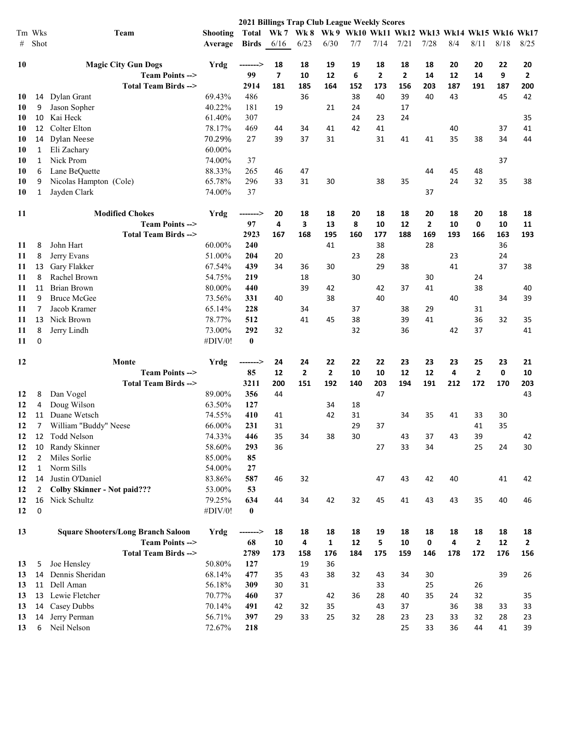# 2021 Billings Trap Club League Weekly Scores

| Tm # | Wks Shot | Team | Shooting Average | Total Birds | Wk 7 6/16 | Wk 8 6/23 | Wk 9 6/30 | Wk10 7/7 | Wk11 7/14 | Wk12 7/21 | Wk13 7/28 | Wk14 8/4 | Wk15 8/11 | Wk16 8/18 | Wk17 8/25 |
|---|---|---|---|---|---|---|---|---|---|---|---|---|---|---|---|
| **10** | | **Magic City Gun Dogs** | **Yrdg** | **-------->** | **18** | **18** | **19** | **19** | **18** | **18** | **18** | **20** | **20** | **22** | **20** |
| | | **Team Points -->** | | **99** | **7** | **10** | **12** | **6** | **2** | **2** | **14** | **12** | **14** | **9** | **2** |
| | | **Total Team Birds -->** | | **2914** | **181** | **185** | **164** | **152** | **173** | **156** | **203** | **187** | **191** | **187** | **200** |
| **10** | 14 | Dylan Grant | 69.43% | 486 | | 36 | | 38 | 40 | 39 | 40 | 43 | | 45 | 42 |
| **10** | 9 | Jason Sopher | 40.22% | 181 | 19 | | 21 | 24 | | 17 | | | | | |
| **10** | 10 | Kai Heck | 61.40% | 307 | | | | 24 | 23 | 24 | | | | | 35 |
| **10** | 12 | Colter Elton | 78.17% | 469 | 44 | 34 | 41 | 42 | 41 | | | 40 | | 37 | 41 |
| **10** | 14 | Dylan Neese | 70.29% | 27 | 39 | 37 | 31 | | 31 | 41 | 41 | 35 | 38 | 34 | 44 |
| **10** | 1 | Eli Zachary | 60.00% | | | | | | | | | | | | |
| **10** | 1 | Nick Prom | 74.00% | 37 | | | | | | | | | | 37 | |
| **10** | 6 | Lane BeQuette | 88.33% | 265 | 46 | 47 | | | | | 44 | 45 | 48 | | |
| **10** | 9 | Nicolas Hampton (Cole) | 65.78% | 296 | 33 | 31 | 30 | | 38 | 35 | | 24 | 32 | 35 | 38 |
| **10** | 1 | Jayden Clark | 74.00% | 37 | | | | | | | 37 | | | | |
| **11** | | **Modified Chokes** | **Yrdg** | **-------->** | **20** | **18** | **18** | **20** | **18** | **18** | **20** | **18** | **20** | **18** | **18** |
| | | **Team Points -->** | | **97** | **4** | **3** | **13** | **8** | **10** | **12** | **2** | **10** | **0** | **10** | **11** |
| | | **Total Team Birds -->** | | **2923** | **167** | **168** | **195** | **160** | **177** | **188** | **169** | **193** | **166** | **163** | **193** |
| **11** | 8 | John Hart | 60.00% | **240** | | | 41 | | 38 | | 28 | | | 36 | |
| **11** | 8 | Jerry Evans | 51.00% | **204** | 20 | | | 23 | 28 | | | 23 | | 24 | |
| **11** | 13 | Gary Flakker | 67.54% | **439** | 34 | 36 | 30 | | 29 | 38 | | 41 | | 37 | 38 |
| **11** | 8 | Rachel Brown | 54.75% | **219** | | 18 | | 30 | | | 30 | | 24 | | |
| **11** | 11 | Brian Brown | 80.00% | **440** | | 39 | 42 | | 42 | 37 | 41 | | 38 | | 40 |
| **11** | 9 | Bruce McGee | 73.56% | **331** | 40 | | 38 | | 40 | | | 40 | | 34 | 39 |
| **11** | 7 | Jacob Kramer | 65.14% | **228** | | 34 | | 37 | | 38 | 29 | | 31 | | |
| **11** | 13 | Nick Brown | 78.77% | **512** | | 41 | 45 | 38 | | 39 | 41 | | 36 | 32 | 35 |
| **11** | 8 | Jerry Lindh | 73.00% | **292** | 32 | | | 32 | | 36 | | 42 | 37 | | 41 |
| **11** | 0 | | #DIV/0! | **0** | | | | | | | | | | | |
| **12** | | **Monte** | **Yrdg** | **-------->** | **24** | **24** | **22** | **22** | **22** | **23** | **23** | **23** | **25** | **23** | **21** |
| | | **Team Points -->** | | **85** | **12** | **2** | **2** | **10** | **10** | **12** | **12** | **4** | **2** | **0** | **10** |
| | | **Total Team Birds -->** | | **3211** | **200** | **151** | **192** | **140** | **203** | **194** | **191** | **212** | **172** | **170** | **203** |
| **12** | 8 | Dan Vogel | 89.00% | **356** | 44 | | | | 47 | | | | | | 43 |
| **12** | 4 | Doug Wilson | 63.50% | **127** | | | 34 | 18 | | | | | | | |
| **12** | 11 | Duane Wetsch | 74.55% | **410** | 41 | | 42 | 31 | | 34 | 35 | 41 | 33 | 30 | |
| **12** | 7 | William "Buddy" Neese | 66.00% | **231** | 31 | | | 29 | 37 | | | | 41 | 35 | |
| **12** | 12 | Todd Nelson | 74.33% | **446** | 35 | 34 | 38 | 30 | | 43 | 37 | 43 | 39 | | 42 |
| **12** | 10 | Randy Skinner | 58.60% | **293** | 36 | | | | 27 | 33 | 34 | | 25 | 24 | 30 |
| **12** | 2 | Miles Sorlie | 85.00% | **85** | | | | | | | | | | | |
| **12** | 1 | Norm Sills | 54.00% | **27** | | | | | | | | | | | |
| **12** | 14 | Justin O'Daniel | 83.86% | **587** | 46 | 32 | | | 47 | 43 | 42 | 40 | | 41 | 42 |
| **12** | 2 | **Colby Skinner - Not paid???** | 53.00% | **53** | | | | | | | | | | | |
| **12** | 16 | Nick Schultz | 79.25% | **634** | 44 | 34 | 42 | 32 | 45 | 41 | 43 | 43 | 35 | 40 | 46 |
| **12** | 0 | | #DIV/0! | **0** | | | | | | | | | | | |
| **13** | | **Square Shooters/Long Branch Saloon** | **Yrdg** | **-------->** | **18** | **18** | **18** | **18** | **19** | **18** | **18** | **18** | **18** | **18** | **18** |
| | | **Team Points -->** | | **68** | **10** | **4** | **1** | **12** | **5** | **10** | **0** | **4** | **2** | **12** | **2** |
| | | **Total Team Birds -->** | | **2789** | **173** | **158** | **176** | **184** | **175** | **159** | **146** | **178** | **172** | **176** | **156** |
| **13** | 5 | Joe Hensley | 50.80% | **127** | | 19 | 36 | | | | | | | | |
| **13** | 14 | Dennis Sheridan | 68.14% | **477** | 35 | 43 | 38 | 32 | 43 | 34 | 30 | | | 39 | 26 |
| **13** | 11 | Dell Aman | 56.18% | **309** | 30 | 31 | | | 33 | | 25 | | 26 | | |
| **13** | 13 | Lewie Fletcher | 70.77% | **460** | 37 | | 42 | 36 | 28 | 40 | 35 | 24 | 32 | | 35 |
| **13** | 14 | Casey Dubbs | 70.14% | **491** | 42 | 32 | 35 | | 43 | 37 | | 36 | 38 | 33 | 33 |
| **13** | 14 | Jerry Perman | 56.71% | **397** | 29 | 33 | 25 | 32 | 28 | 23 | 23 | 33 | 32 | 28 | 23 |
| **13** | 6 | Neil Nelson | 72.67% | **218** | | | | | | 25 | 33 | 36 | 44 | 41 | 39 |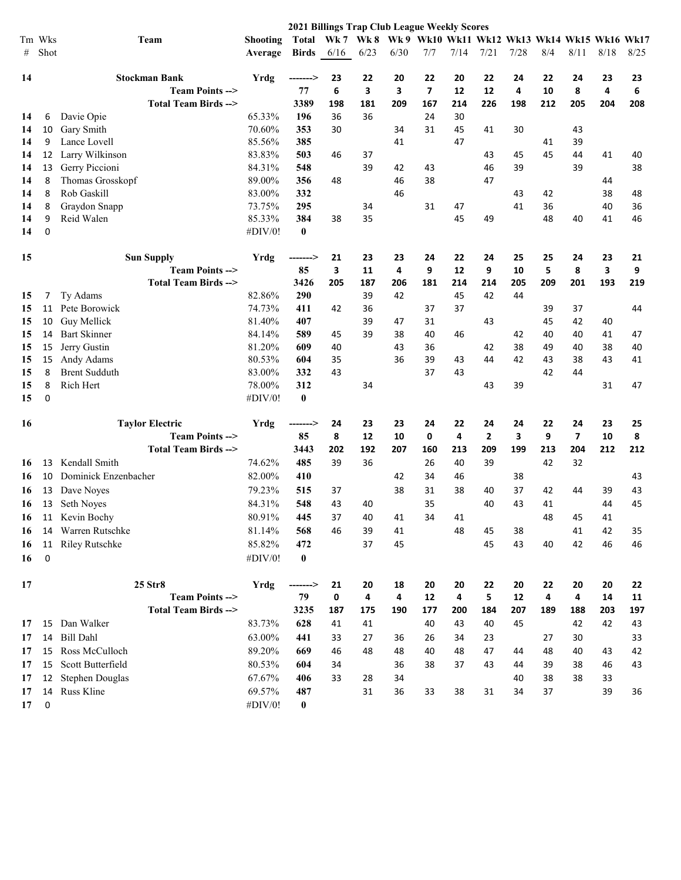# 2021 Billings Trap Club League Weekly Scores

| Tm # | Wks Shot | Team | Shooting Average | Total Birds | Wk 7 6/16 | Wk 8 6/23 | Wk 9 6/30 | Wk10 7/7 | Wk11 7/14 | Wk12 7/21 | Wk13 7/28 | Wk14 8/4 | Wk15 8/11 | Wk16 8/18 | Wk17 8/25 |
|---|---|---|---|---|---|---|---|---|---|---|---|---|---|---|---|
| **14** | | **Stockman Bank** | **Yrdg** | **------->** | **23** | **22** | **20** | **22** | **20** | **22** | **24** | **22** | **24** | **23** | **23** |
| | | **Team Points -->** | | **77** | **6** | **3** | **3** | **7** | **12** | **12** | **4** | **10** | **8** | **4** | **6** |
| | | **Total Team Birds -->** | | **3389** | **198** | **181** | **209** | **167** | **214** | **226** | **198** | **212** | **205** | **204** | **208** |
| **14** | 6 | Davie Opie | 65.33% | **196** | 36 | 36 | | 24 | 30 | | | | | | |
| **14** | 10 | Gary Smith | 70.60% | **353** | 30 | | 34 | 31 | 45 | 41 | 30 | | 43 | | |
| **14** | 9 | Lance Lovell | 85.56% | **385** | | | 41 | | 47 | | | 41 | 39 | | |
| **14** | 12 | Larry Wilkinson | 83.83% | **503** | 46 | 37 | | | | 43 | 45 | 45 | 44 | 41 | 40 |
| **14** | 13 | Gerry Piccioni | 84.31% | **548** | | 39 | 42 | 43 | | 46 | 39 | | 39 | | 38 |
| **14** | 8 | Thomas Grosskopf | 89.00% | **356** | 48 | | 46 | 38 | | 47 | | | | 44 | |
| **14** | 8 | Rob Gaskill | 83.00% | **332** | | | 46 | | | | 43 | 42 | | 38 | 48 |
| **14** | 8 | Graydon Snapp | 73.75% | **295** | | 34 | | 31 | 47 | | 41 | 36 | | 40 | 36 |
| **14** | 9 | Reid Walen | 85.33% | **384** | 38 | 35 | | | 45 | 49 | | 48 | 40 | 41 | 46 |
| **14** | 0 | | #DIV/0! | **0** | | | | | | | | | | | |
| **15** | | **Sun Supply** | **Yrdg** | **------->** | **21** | **23** | **23** | **24** | **22** | **24** | **25** | **25** | **24** | **23** | **21** |
| | | **Team Points -->** | | **85** | **3** | **11** | **4** | **9** | **12** | **9** | **10** | **5** | **8** | **3** | **9** |
| | | **Total Team Birds -->** | | **3426** | **205** | **187** | **206** | **181** | **214** | **214** | **205** | **209** | **201** | **193** | **219** |
| **15** | 7 | Ty Adams | 82.86% | **290** | | 39 | 42 | | 45 | 42 | 44 | | | | |
| **15** | 11 | Pete Borowick | 74.73% | **411** | 42 | 36 | | 37 | 37 | | | 39 | 37 | | 44 |
| **15** | 10 | Guy Mellick | 81.40% | **407** | | 39 | 47 | 31 | | 43 | | 45 | 42 | 40 | |
| **15** | 14 | Bart Skinner | 84.14% | **589** | 45 | 39 | 38 | 40 | 46 | | 42 | 40 | 40 | 41 | 47 |
| **15** | 15 | Jerry Gustin | 81.20% | **609** | 40 | | 43 | 36 | | 42 | 38 | 49 | 40 | 38 | 40 |
| **15** | 15 | Andy Adams | 80.53% | **604** | 35 | | 36 | 39 | 43 | 44 | 42 | 43 | 38 | 43 | 41 |
| **15** | 8 | Brent Sudduth | 83.00% | **332** | 43 | | | 37 | 43 | | | 42 | 44 | | |
| **15** | 8 | Rich Hert | 78.00% | **312** | | 34 | | | | 43 | 39 | | | 31 | 47 |
| **15** | 0 | | #DIV/0! | **0** | | | | | | | | | | | |
| **16** | | **Taylor Electric** | **Yrdg** | **------->** | **24** | **23** | **23** | **24** | **22** | **24** | **24** | **22** | **24** | **23** | **25** |
| | | **Team Points -->** | | **85** | **8** | **12** | **10** | **0** | **4** | **2** | **3** | **9** | **7** | **10** | **8** |
| | | **Total Team Birds -->** | | **3443** | **202** | **192** | **207** | **160** | **213** | **209** | **199** | **213** | **204** | **212** | **212** |
| **16** | 13 | Kendall Smith | 74.62% | **485** | 39 | 36 | | 26 | 40 | 39 | | 42 | 32 | | |
| **16** | 10 | Dominick Enzenbacher | 82.00% | **410** | | | 42 | 34 | 46 | | 38 | | | | 43 |
| **16** | 13 | Dave Noyes | 79.23% | **515** | 37 | | 38 | 31 | 38 | 40 | 37 | 42 | 44 | 39 | 43 |
| **16** | 13 | Seth Noyes | 84.31% | **548** | 43 | 40 | | 35 | | 40 | 43 | 41 | | 44 | 45 |
| **16** | 11 | Kevin Bochy | 80.91% | **445** | 37 | 40 | 41 | 34 | 41 | | | 48 | 45 | 41 | |
| **16** | 14 | Warren Rutschke | 81.14% | **568** | 46 | 39 | 41 | | 48 | 45 | 38 | | 41 | 42 | 35 |
| **16** | 11 | Riley Rutschke | 85.82% | **472** | | 37 | 45 | | | 45 | 43 | 40 | 42 | 46 | 46 |
| **16** | 0 | | #DIV/0! | **0** | | | | | | | | | | | |
| **17** | | **25 Str8** | **Yrdg** | **------->** | **21** | **20** | **18** | **20** | **20** | **22** | **20** | **22** | **20** | **20** | **22** |
| | | **Team Points -->** | | **79** | **0** | **4** | **4** | **12** | **4** | **5** | **12** | **4** | **4** | **14** | **11** |
| | | **Total Team Birds -->** | | **3235** | **187** | **175** | **190** | **177** | **200** | **184** | **207** | **189** | **188** | **203** | **197** |
| **17** | 15 | Dan Walker | 83.73% | **628** | 41 | 41 | | 40 | 43 | 40 | 45 | | 42 | 42 | 43 |
| **17** | 14 | Bill Dahl | 63.00% | **441** | 33 | 27 | 36 | 26 | 34 | 23 | | 27 | 30 | | 33 |
| **17** | 15 | Ross McCulloch | 89.20% | **669** | 46 | 48 | 48 | 40 | 48 | 47 | 44 | 48 | 40 | 43 | 42 |
| **17** | 15 | Scott Butterfield | 80.53% | **604** | 34 | | 36 | 38 | 37 | 43 | 44 | 39 | 38 | 46 | 43 |
| **17** | 12 | Stephen Douglas | 67.67% | **406** | 33 | 28 | 34 | | | | 40 | 38 | 38 | 33 | |
| **17** | 14 | Russ Kline | 69.57% | **487** | | 31 | 36 | 33 | 38 | 31 | 34 | 37 | | 39 | 36 |
| **17** | 0 | | #DIV/0! | **0** | | | | | | | | | | | |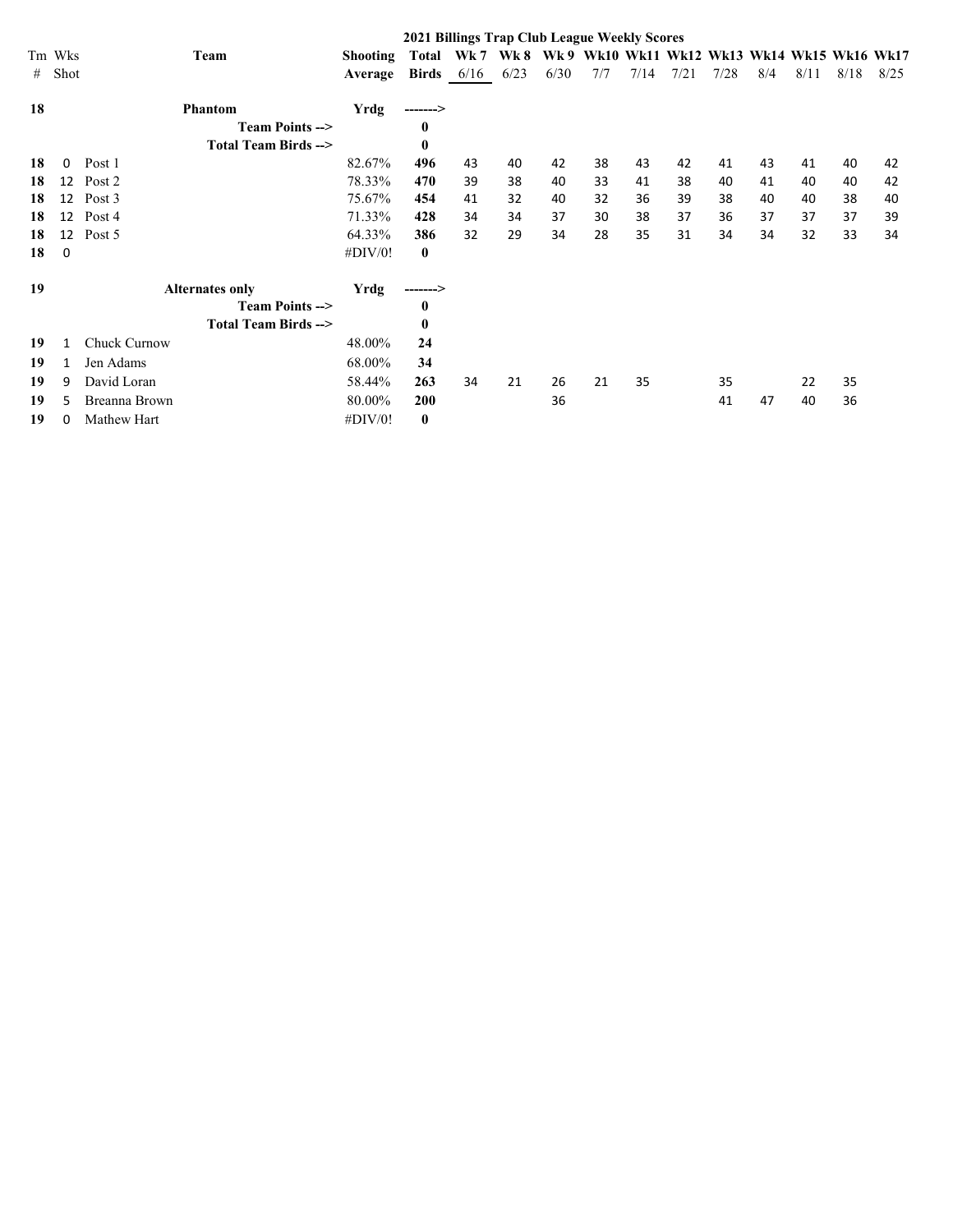## 2021 Billings Trap Club League Weekly Scores

| Tm # | Wks Shot | Team | Shooting Average | Total Birds | Wk 7 6/16 | Wk 8 6/23 | Wk 9 6/30 | Wk10 7/7 | Wk11 7/14 | Wk12 7/21 | Wk13 7/28 | Wk14 8/4 | Wk15 8/11 | Wk16 8/18 | Wk17 8/25 |
|---|---|---|---|---|---|---|---|---|---|---|---|---|---|---|---|
| **18** | | **Phantom** | **Yrdg** | **------->** | | | | | | | | | | | |
| | | **Team Points -->** | | **0** | | | | | | | | | | | |
| | | **Total Team Birds -->** | | **0** | | | | | | | | | | | |
| **18** | 0 | Post 1 | 82.67% | **496** | 43 | 40 | 42 | 38 | 43 | 42 | 41 | 43 | 41 | 40 | 42 |
| **18** | 12 | Post 2 | 78.33% | **470** | 39 | 38 | 40 | 33 | 41 | 38 | 40 | 41 | 40 | 40 | 42 |
| **18** | 12 | Post 3 | 75.67% | **454** | 41 | 32 | 40 | 32 | 36 | 39 | 38 | 40 | 40 | 38 | 40 |
| **18** | 12 | Post 4 | 71.33% | **428** | 34 | 34 | 37 | 30 | 38 | 37 | 36 | 37 | 37 | 37 | 39 |
| **18** | 12 | Post 5 | 64.33% | **386** | 32 | 29 | 34 | 28 | 35 | 31 | 34 | 34 | 32 | 33 | 34 |
| **18** | 0 | | #DIV/0! | **0** | | | | | | | | | | | |
| **19** | | **Alternates only** | **Yrdg** | **------->** | | | | | | | | | | | |
| | | **Team Points -->** | | **0** | | | | | | | | | | | |
| | | **Total Team Birds -->** | | **0** | | | | | | | | | | | |
| **19** | 1 | Chuck Curnow | 48.00% | **24** | | | | | | | | | | | |
| **19** | 1 | Jen Adams | 68.00% | **34** | | | | | | | | | | | |
| **19** | 9 | David Loran | 58.44% | **263** | 34 | 21 | 26 | 21 | 35 | | 35 | | 22 | 35 | |
| **19** | 5 | Breanna Brown | 80.00% | **200** | | | 36 | | | | 41 | 47 | 40 | 36 | |
| **19** | 0 | Mathew Hart | #DIV/0! | **0** | | | | | | | | | | | |